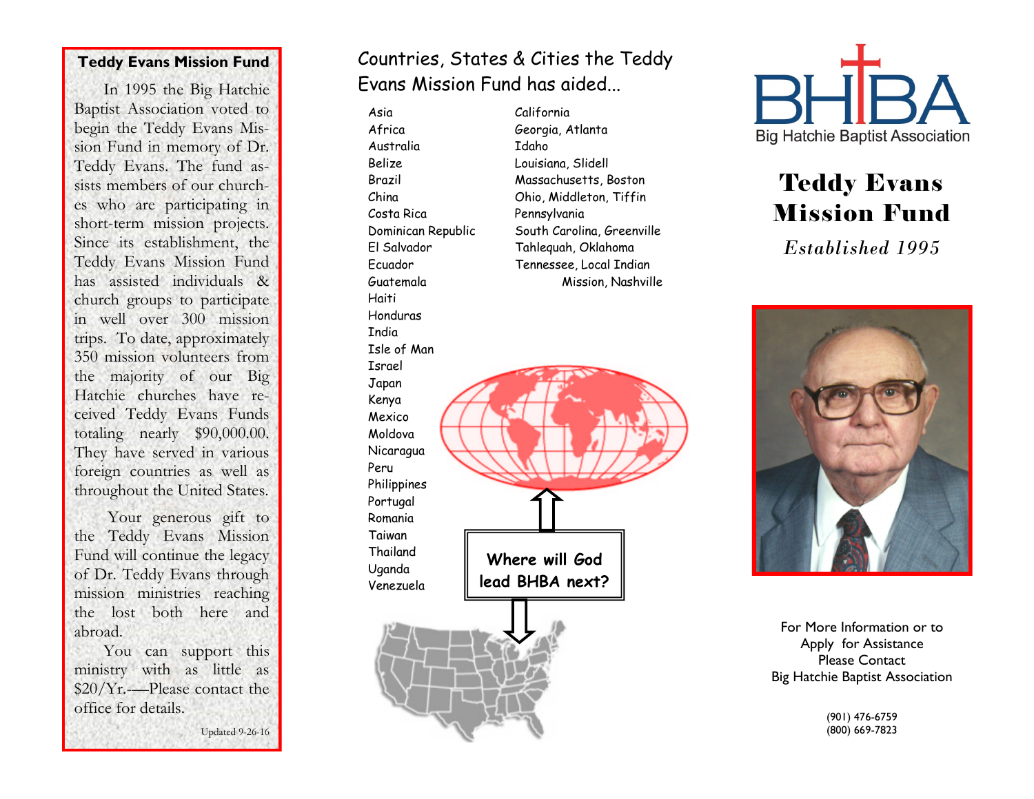## Teddy Evans Mission Fund

In 1995 the Big Hatchie Baptist Association voted to begin the Teddy Evans Mission Fund in memory of Dr. Teddy Evans. The fund assists members of our churches who are participating in short-term mission projects. Since its establishment, the Teddy Evans Mission Fund has assisted individuals & church groups to participate in well over 300 mission trips. To date, approximately 350 mission volunteers from the majority of our Big Hatchie churches have received Teddy Evans Funds totaling nearly $90,000.00. They have served in various foreign countries as well as throughout the United States.

Your generous gift to the Teddy Evans Mission Fund will continue the legacy of Dr. Teddy Evans through mission ministries reaching the lost both here and abroad.

You can support this ministry with as little as $20/Yr.—Please contact the office for details.

Updated 9-26-16

## Countries, States & Cities the Teddy Evans Mission Fund has aided...

- Asia
- Africa
- Australia
- Belize
- Brazil
- China
- Costa Rica
- Dominican Republic
- El Salvador
- Ecuador
- Guatemala
- Haiti
- Honduras
- India
- Isle of Man
- Israel
- Japan
- Kenya
- Mexico
- Moldova
- Nicaragua
- Peru
- Philippines
- Portugal
- Romania
- Taiwan
- Thailand
- Uganda
- Venezuela

- California
- Georgia, Atlanta
- Idaho
- Louisiana, Slidell
- Massachusetts, Boston
- Ohio, Middleton, Tiffin
- Pennsylvania
- South Carolina, Greenville
- Tahlequah, Oklahoma
- Tennessee, Local Indian Mission, Nashville

**Where will God lead BHBA next?**

BHBA
Big Hatchie Baptist Association

# Teddy Evans Mission Fund

*Established 1995*

For More Information or to Apply for Assistance Please Contact Big Hatchie Baptist Association

(901) 476-6759
(800) 669-7823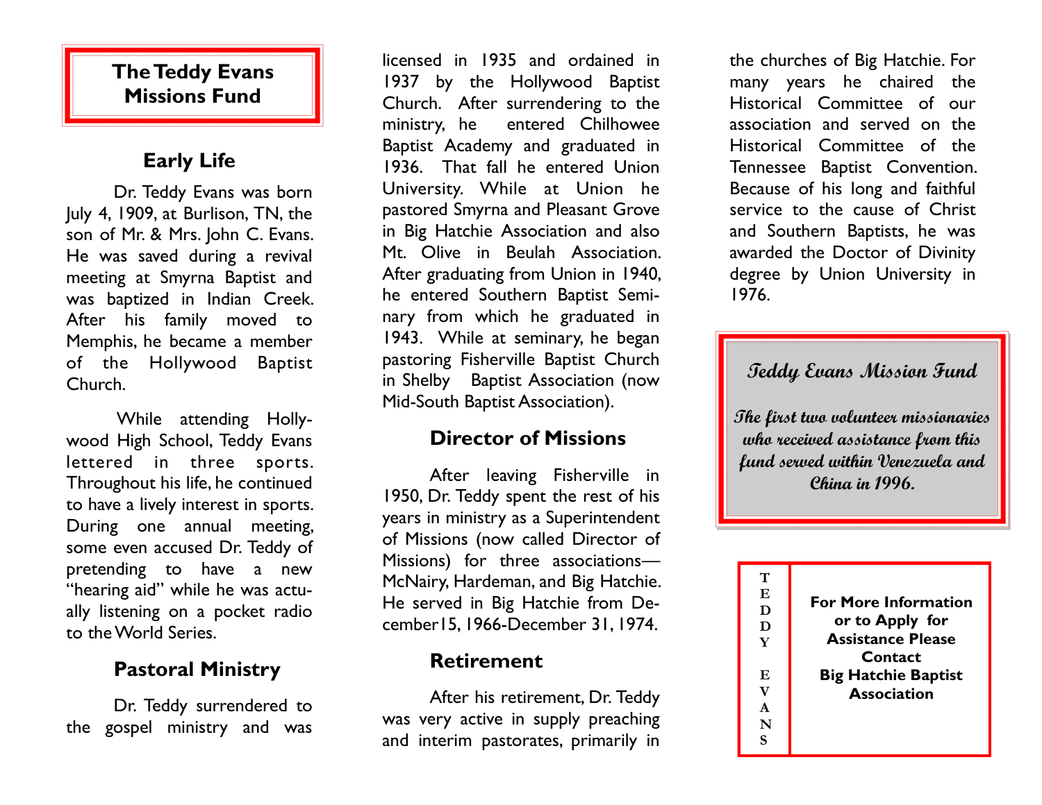# The Teddy Evans Missions Fund

## Early Life

Dr. Teddy Evans was born July 4, 1909, at Burlison, TN, the son of Mr. & Mrs. John C. Evans. He was saved during a revival meeting at Smyrna Baptist and was baptized in Indian Creek. After his family moved to Memphis, he became a member of the Hollywood Baptist Church.

While attending Hollywood High School, Teddy Evans lettered in three sports. Throughout his life, he continued to have a lively interest in sports. During one annual meeting, some even accused Dr. Teddy of pretending to have a new "hearing aid" while he was actually listening on a pocket radio to the World Series.

## Pastoral Ministry

Dr. Teddy surrendered to the gospel ministry and was licensed in 1935 and ordained in 1937 by the Hollywood Baptist Church. After surrendering to the ministry, he entered Chilhowee Baptist Academy and graduated in 1936. That fall he entered Union University. While at Union he pastored Smyrna and Pleasant Grove in Big Hatchie Association and also Mt. Olive in Beulah Association. After graduating from Union in 1940, he entered Southern Baptist Seminary from which he graduated in 1943. While at seminary, he began pastoring Fisherville Baptist Church in Shelby Baptist Association (now Mid-South Baptist Association).

## Director of Missions

After leaving Fisherville in 1950, Dr. Teddy spent the rest of his years in ministry as a Superintendent of Missions (now called Director of Missions) for three associations—McNairy, Hardeman, and Big Hatchie. He served in Big Hatchie from December15, 1966-December 31, 1974.

## Retirement

After his retirement, Dr. Teddy was very active in supply preaching and interim pastorates, primarily in the churches of Big Hatchie. For many years he chaired the Historical Committee of our association and served on the Historical Committee of the Tennessee Baptist Convention. Because of his long and faithful service to the cause of Christ and Southern Baptists, he was awarded the Doctor of Divinity degree by Union University in 1976.

*Teddy Evans Mission Fund*

*The first two volunteer missionaries who received assistance from this fund served within Venezuela and China in 1996.*

TEDDY EVANS

**For More Information or to Apply for Assistance Please Contact Big Hatchie Baptist Association**